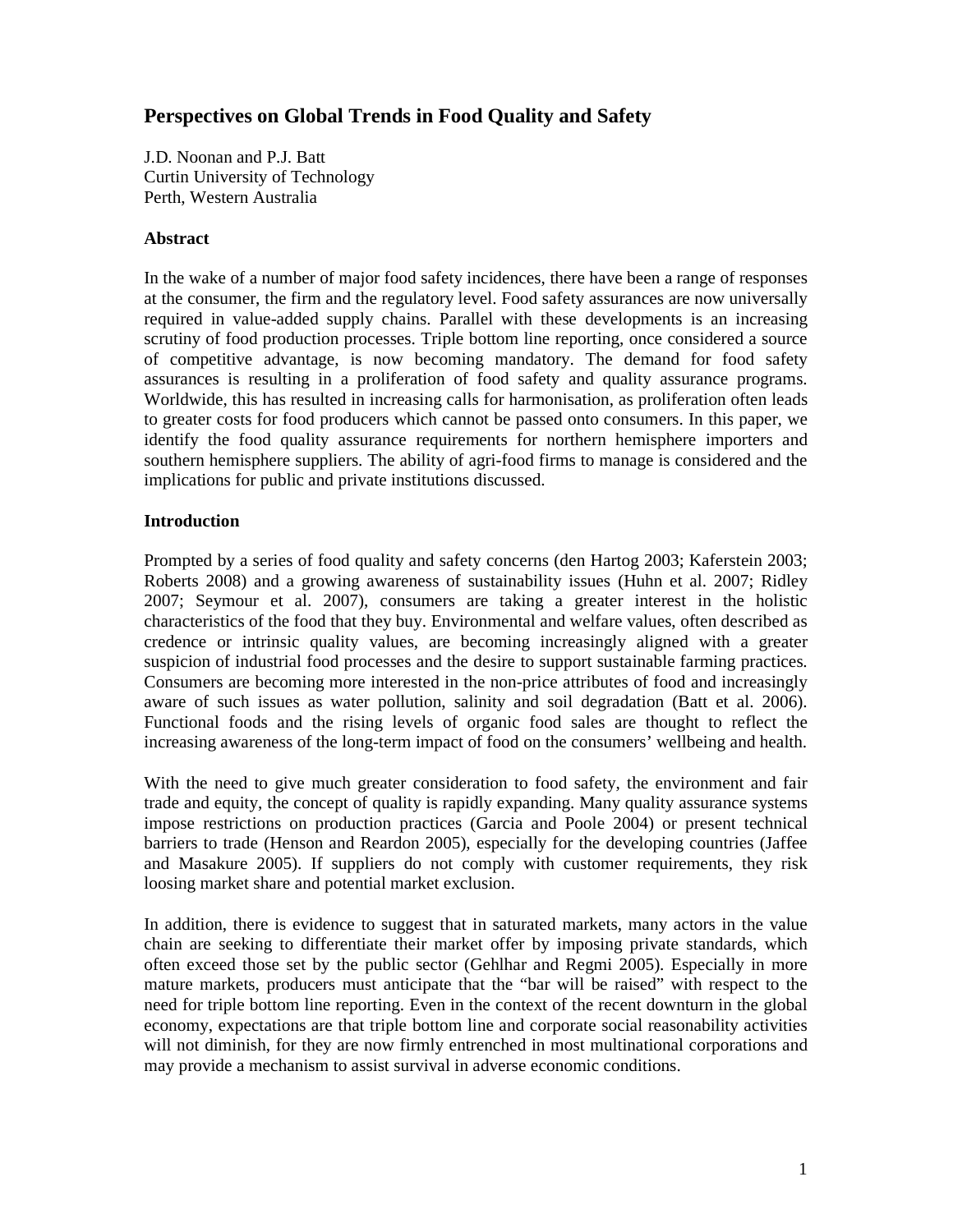# Perspectives on Global Trends in Food Quality and Safety

J.D. Noonan and P.J. Batt
Curtin University of Technology
Perth, Western Australia

### Abstract

In the wake of a number of major food safety incidences, there have been a range of responses at the consumer, the firm and the regulatory level. Food safety assurances are now universally required in value-added supply chains. Parallel with these developments is an increasing scrutiny of food production processes. Triple bottom line reporting, once considered a source of competitive advantage, is now becoming mandatory. The demand for food safety assurances is resulting in a proliferation of food safety and quality assurance programs. Worldwide, this has resulted in increasing calls for harmonisation, as proliferation often leads to greater costs for food producers which cannot be passed onto consumers. In this paper, we identify the food quality assurance requirements for northern hemisphere importers and southern hemisphere suppliers. The ability of agri-food firms to manage is considered and the implications for public and private institutions discussed.

### Introduction

Prompted by a series of food quality and safety concerns (den Hartog 2003; Kaferstein 2003; Roberts 2008) and a growing awareness of sustainability issues (Huhn et al. 2007; Ridley 2007; Seymour et al. 2007), consumers are taking a greater interest in the holistic characteristics of the food that they buy. Environmental and welfare values, often described as credence or intrinsic quality values, are becoming increasingly aligned with a greater suspicion of industrial food processes and the desire to support sustainable farming practices. Consumers are becoming more interested in the non-price attributes of food and increasingly aware of such issues as water pollution, salinity and soil degradation (Batt et al. 2006). Functional foods and the rising levels of organic food sales are thought to reflect the increasing awareness of the long-term impact of food on the consumers' wellbeing and health.

With the need to give much greater consideration to food safety, the environment and fair trade and equity, the concept of quality is rapidly expanding. Many quality assurance systems impose restrictions on production practices (Garcia and Poole 2004) or present technical barriers to trade (Henson and Reardon 2005), especially for the developing countries (Jaffee and Masakure 2005). If suppliers do not comply with customer requirements, they risk loosing market share and potential market exclusion.

In addition, there is evidence to suggest that in saturated markets, many actors in the value chain are seeking to differentiate their market offer by imposing private standards, which often exceed those set by the public sector (Gehlhar and Regmi 2005). Especially in more mature markets, producers must anticipate that the "bar will be raised" with respect to the need for triple bottom line reporting. Even in the context of the recent downturn in the global economy, expectations are that triple bottom line and corporate social reasonability activities will not diminish, for they are now firmly entrenched in most multinational corporations and may provide a mechanism to assist survival in adverse economic conditions.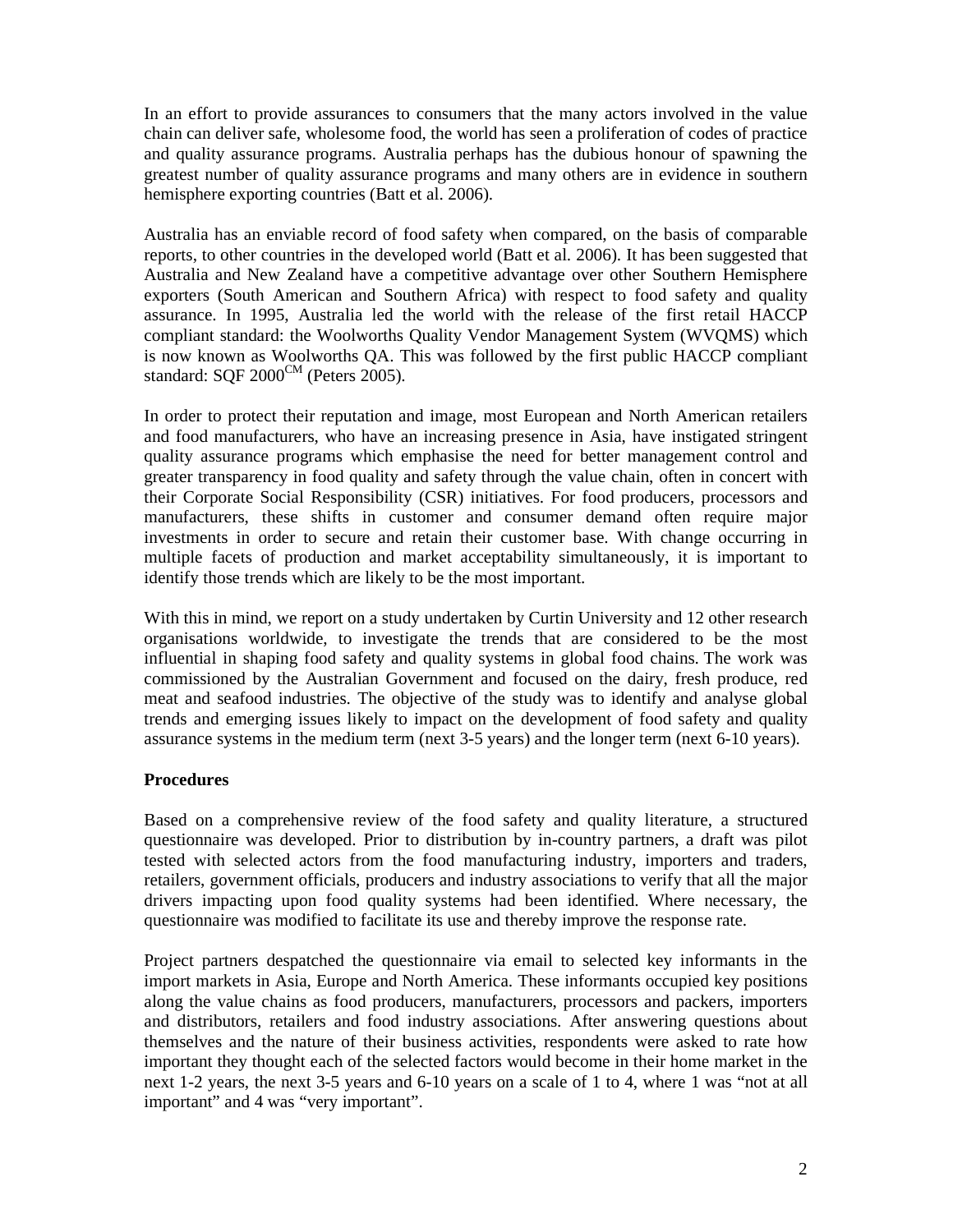In an effort to provide assurances to consumers that the many actors involved in the value chain can deliver safe, wholesome food, the world has seen a proliferation of codes of practice and quality assurance programs. Australia perhaps has the dubious honour of spawning the greatest number of quality assurance programs and many others are in evidence in southern hemisphere exporting countries (Batt et al. 2006).

Australia has an enviable record of food safety when compared, on the basis of comparable reports, to other countries in the developed world (Batt et al. 2006). It has been suggested that Australia and New Zealand have a competitive advantage over other Southern Hemisphere exporters (South American and Southern Africa) with respect to food safety and quality assurance. In 1995, Australia led the world with the release of the first retail HACCP compliant standard: the Woolworths Quality Vendor Management System (WVQMS) which is now known as Woolworths QA. This was followed by the first public HACCP compliant standard: SQF 2000[CM] (Peters 2005).

In order to protect their reputation and image, most European and North American retailers and food manufacturers, who have an increasing presence in Asia, have instigated stringent quality assurance programs which emphasise the need for better management control and greater transparency in food quality and safety through the value chain, often in concert with their Corporate Social Responsibility (CSR) initiatives. For food producers, processors and manufacturers, these shifts in customer and consumer demand often require major investments in order to secure and retain their customer base. With change occurring in multiple facets of production and market acceptability simultaneously, it is important to identify those trends which are likely to be the most important.

With this in mind, we report on a study undertaken by Curtin University and 12 other research organisations worldwide, to investigate the trends that are considered to be the most influential in shaping food safety and quality systems in global food chains. The work was commissioned by the Australian Government and focused on the dairy, fresh produce, red meat and seafood industries. The objective of the study was to identify and analyse global trends and emerging issues likely to impact on the development of food safety and quality assurance systems in the medium term (next 3-5 years) and the longer term (next 6-10 years).

**Procedures**

Based on a comprehensive review of the food safety and quality literature, a structured questionnaire was developed. Prior to distribution by in-country partners, a draft was pilot tested with selected actors from the food manufacturing industry, importers and traders, retailers, government officials, producers and industry associations to verify that all the major drivers impacting upon food quality systems had been identified. Where necessary, the questionnaire was modified to facilitate its use and thereby improve the response rate.

Project partners despatched the questionnaire via email to selected key informants in the import markets in Asia, Europe and North America. These informants occupied key positions along the value chains as food producers, manufacturers, processors and packers, importers and distributors, retailers and food industry associations. After answering questions about themselves and the nature of their business activities, respondents were asked to rate how important they thought each of the selected factors would become in their home market in the next 1-2 years, the next 3-5 years and 6-10 years on a scale of 1 to 4, where 1 was "not at all important" and 4 was "very important".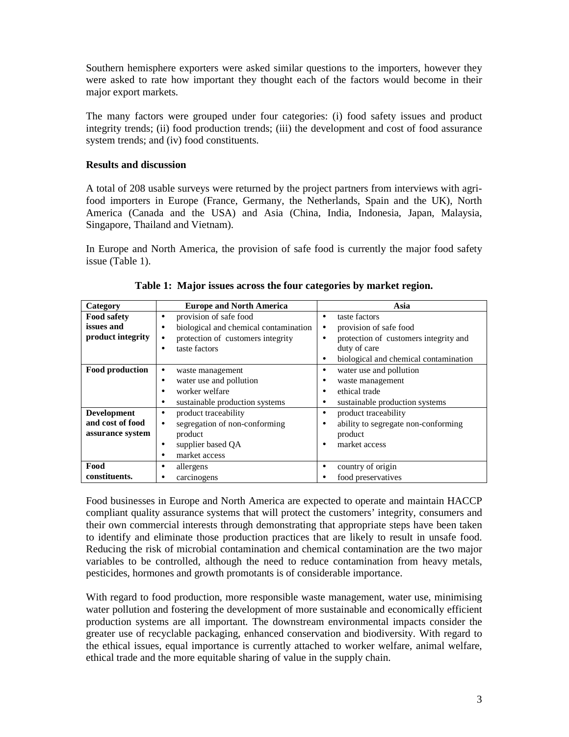Southern hemisphere exporters were asked similar questions to the importers, however they were asked to rate how important they thought each of the factors would become in their major export markets.

The many factors were grouped under four categories: (i) food safety issues and product integrity trends; (ii) food production trends; (iii) the development and cost of food assurance system trends; and (iv) food constituents.

**Results and discussion**

A total of 208 usable surveys were returned by the project partners from interviews with agri-food importers in Europe (France, Germany, the Netherlands, Spain and the UK), North America (Canada and the USA) and Asia (China, India, Indonesia, Japan, Malaysia, Singapore, Thailand and Vietnam).

In Europe and North America, the provision of safe food is currently the major food safety issue (Table 1).

**Table 1: Major issues across the four categories by market region.**

| Category | Europe and North America | Asia |
|---|---|---|
| **Food safety issues and product integrity** | • provision of safe food<br>• biological and chemical contamination<br>• protection of customers integrity<br>• taste factors | • taste factors<br>• provision of safe food<br>• protection of customers integrity and duty of care<br>• biological and chemical contamination |
| **Food production** | • waste management<br>• water use and pollution<br>• worker welfare<br>• sustainable production systems | • water use and pollution<br>• waste management<br>• ethical trade<br>• sustainable production systems |
| **Development and cost of food assurance system** | • product traceability<br>• segregation of non-conforming product<br>• supplier based QA<br>• market access | • product traceability<br>• ability to segregate non-conforming product<br>• market access |
| **Food constituents.** | • allergens<br>• carcinogens | • country of origin<br>• food preservatives |

Food businesses in Europe and North America are expected to operate and maintain HACCP compliant quality assurance systems that will protect the customers' integrity, consumers and their own commercial interests through demonstrating that appropriate steps have been taken to identify and eliminate those production practices that are likely to result in unsafe food. Reducing the risk of microbial contamination and chemical contamination are the two major variables to be controlled, although the need to reduce contamination from heavy metals, pesticides, hormones and growth promotants is of considerable importance.

With regard to food production, more responsible waste management, water use, minimising water pollution and fostering the development of more sustainable and economically efficient production systems are all important. The downstream environmental impacts consider the greater use of recyclable packaging, enhanced conservation and biodiversity. With regard to the ethical issues, equal importance is currently attached to worker welfare, animal welfare, ethical trade and the more equitable sharing of value in the supply chain.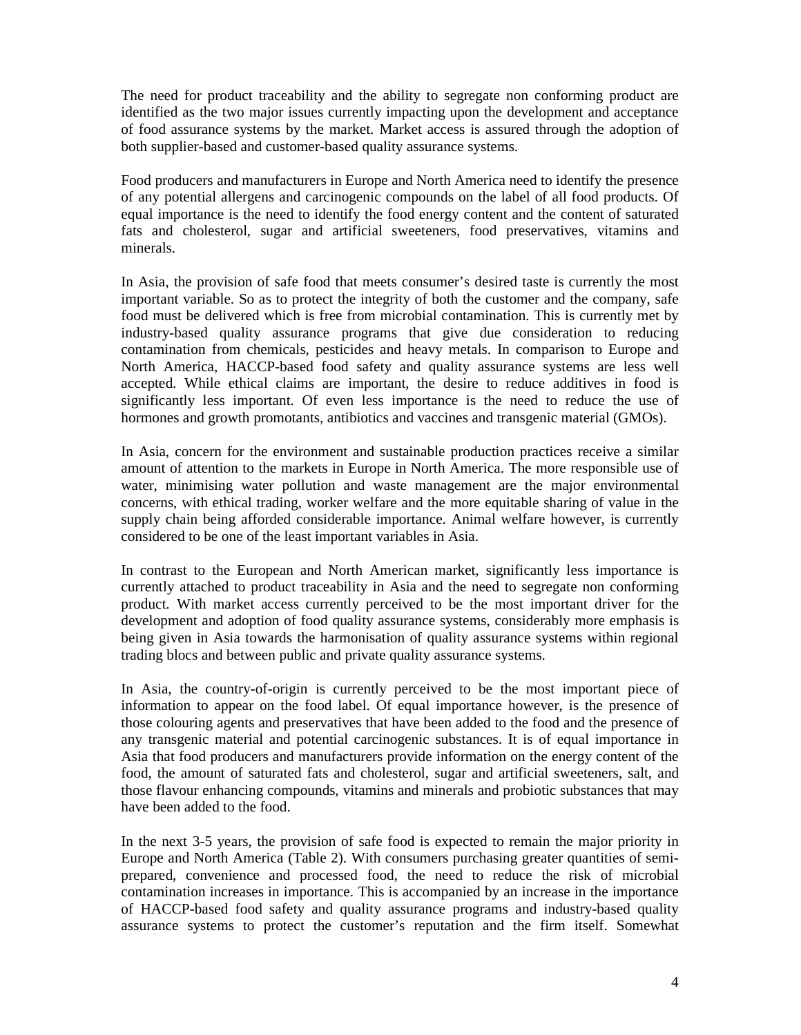The need for product traceability and the ability to segregate non conforming product are identified as the two major issues currently impacting upon the development and acceptance of food assurance systems by the market. Market access is assured through the adoption of both supplier-based and customer-based quality assurance systems.

Food producers and manufacturers in Europe and North America need to identify the presence of any potential allergens and carcinogenic compounds on the label of all food products. Of equal importance is the need to identify the food energy content and the content of saturated fats and cholesterol, sugar and artificial sweeteners, food preservatives, vitamins and minerals.

In Asia, the provision of safe food that meets consumer's desired taste is currently the most important variable. So as to protect the integrity of both the customer and the company, safe food must be delivered which is free from microbial contamination. This is currently met by industry-based quality assurance programs that give due consideration to reducing contamination from chemicals, pesticides and heavy metals. In comparison to Europe and North America, HACCP-based food safety and quality assurance systems are less well accepted. While ethical claims are important, the desire to reduce additives in food is significantly less important. Of even less importance is the need to reduce the use of hormones and growth promotants, antibiotics and vaccines and transgenic material (GMOs).

In Asia, concern for the environment and sustainable production practices receive a similar amount of attention to the markets in Europe in North America. The more responsible use of water, minimising water pollution and waste management are the major environmental concerns, with ethical trading, worker welfare and the more equitable sharing of value in the supply chain being afforded considerable importance. Animal welfare however, is currently considered to be one of the least important variables in Asia.

In contrast to the European and North American market, significantly less importance is currently attached to product traceability in Asia and the need to segregate non conforming product. With market access currently perceived to be the most important driver for the development and adoption of food quality assurance systems, considerably more emphasis is being given in Asia towards the harmonisation of quality assurance systems within regional trading blocs and between public and private quality assurance systems.

In Asia, the country-of-origin is currently perceived to be the most important piece of information to appear on the food label. Of equal importance however, is the presence of those colouring agents and preservatives that have been added to the food and the presence of any transgenic material and potential carcinogenic substances. It is of equal importance in Asia that food producers and manufacturers provide information on the energy content of the food, the amount of saturated fats and cholesterol, sugar and artificial sweeteners, salt, and those flavour enhancing compounds, vitamins and minerals and probiotic substances that may have been added to the food.

In the next 3-5 years, the provision of safe food is expected to remain the major priority in Europe and North America (Table 2). With consumers purchasing greater quantities of semi-prepared, convenience and processed food, the need to reduce the risk of microbial contamination increases in importance. This is accompanied by an increase in the importance of HACCP-based food safety and quality assurance programs and industry-based quality assurance systems to protect the customer's reputation and the firm itself. Somewhat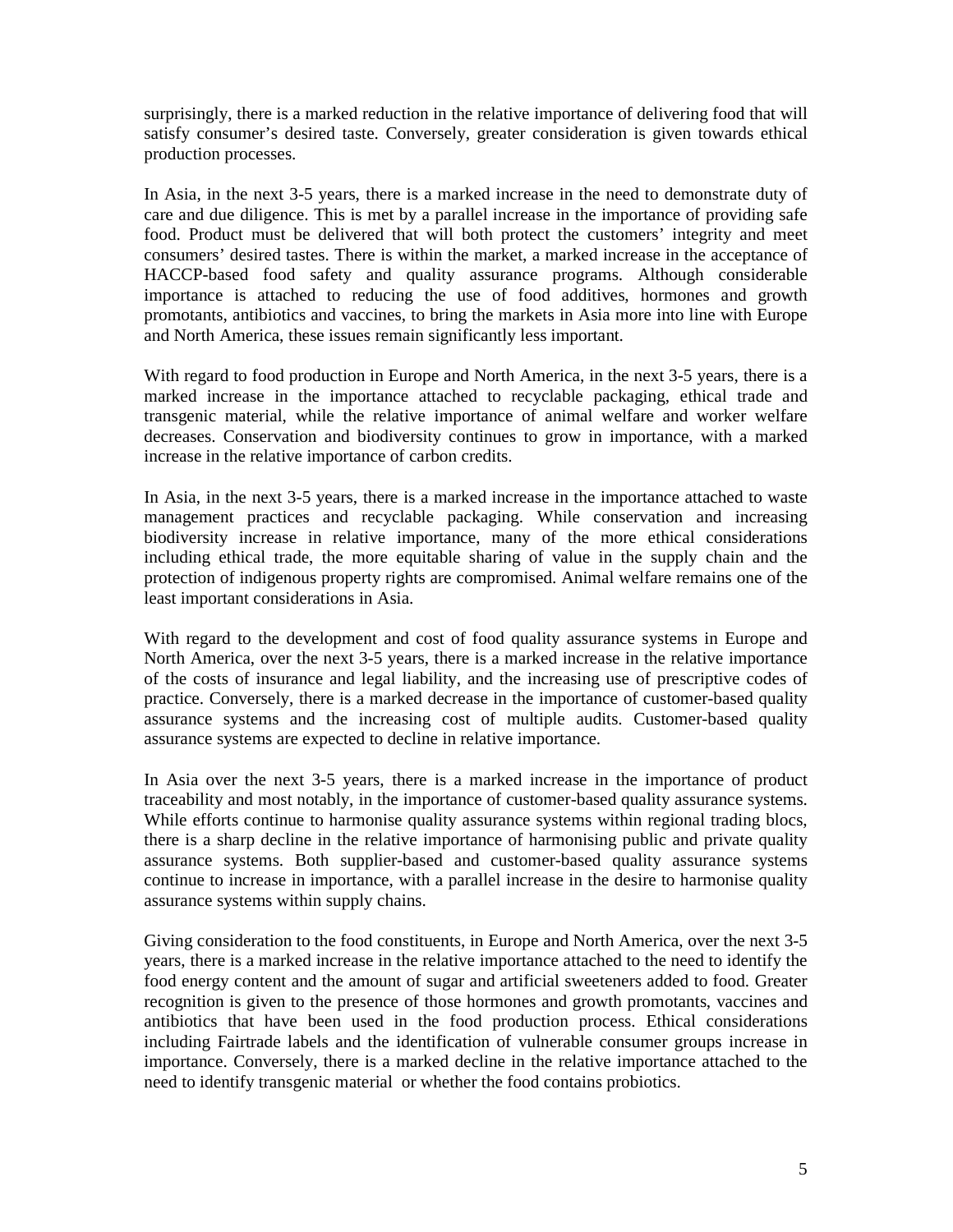surprisingly, there is a marked reduction in the relative importance of delivering food that will satisfy consumer's desired taste. Conversely, greater consideration is given towards ethical production processes.

In Asia, in the next 3-5 years, there is a marked increase in the need to demonstrate duty of care and due diligence. This is met by a parallel increase in the importance of providing safe food. Product must be delivered that will both protect the customers' integrity and meet consumers' desired tastes. There is within the market, a marked increase in the acceptance of HACCP-based food safety and quality assurance programs. Although considerable importance is attached to reducing the use of food additives, hormones and growth promotants, antibiotics and vaccines, to bring the markets in Asia more into line with Europe and North America, these issues remain significantly less important.

With regard to food production in Europe and North America, in the next 3-5 years, there is a marked increase in the importance attached to recyclable packaging, ethical trade and transgenic material, while the relative importance of animal welfare and worker welfare decreases. Conservation and biodiversity continues to grow in importance, with a marked increase in the relative importance of carbon credits.

In Asia, in the next 3-5 years, there is a marked increase in the importance attached to waste management practices and recyclable packaging. While conservation and increasing biodiversity increase in relative importance, many of the more ethical considerations including ethical trade, the more equitable sharing of value in the supply chain and the protection of indigenous property rights are compromised. Animal welfare remains one of the least important considerations in Asia.

With regard to the development and cost of food quality assurance systems in Europe and North America, over the next 3-5 years, there is a marked increase in the relative importance of the costs of insurance and legal liability, and the increasing use of prescriptive codes of practice. Conversely, there is a marked decrease in the importance of customer-based quality assurance systems and the increasing cost of multiple audits. Customer-based quality assurance systems are expected to decline in relative importance.

In Asia over the next 3-5 years, there is a marked increase in the importance of product traceability and most notably, in the importance of customer-based quality assurance systems. While efforts continue to harmonise quality assurance systems within regional trading blocs, there is a sharp decline in the relative importance of harmonising public and private quality assurance systems. Both supplier-based and customer-based quality assurance systems continue to increase in importance, with a parallel increase in the desire to harmonise quality assurance systems within supply chains.

Giving consideration to the food constituents, in Europe and North America, over the next 3-5 years, there is a marked increase in the relative importance attached to the need to identify the food energy content and the amount of sugar and artificial sweeteners added to food. Greater recognition is given to the presence of those hormones and growth promotants, vaccines and antibiotics that have been used in the food production process. Ethical considerations including Fairtrade labels and the identification of vulnerable consumer groups increase in importance. Conversely, there is a marked decline in the relative importance attached to the need to identify transgenic material or whether the food contains probiotics.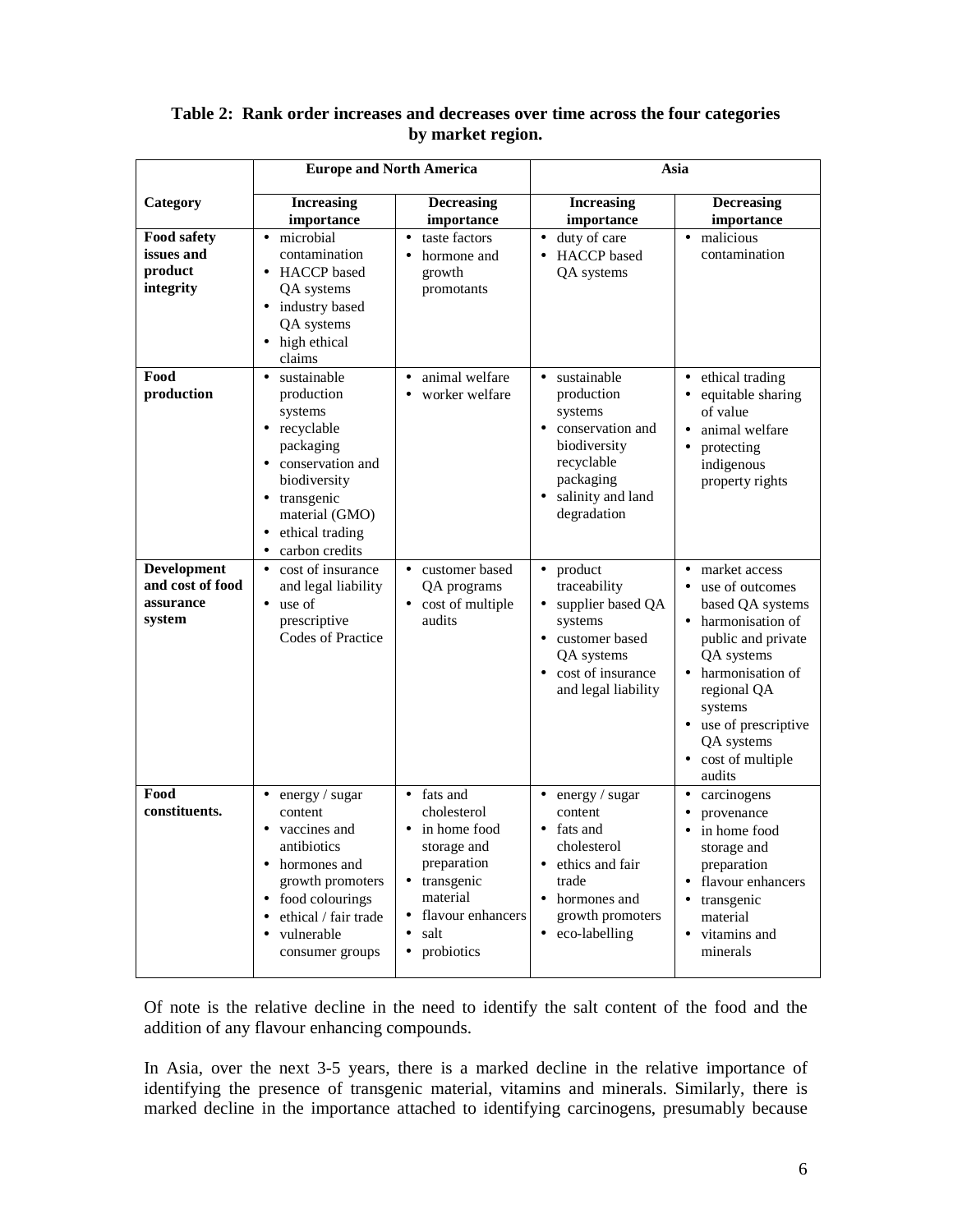**Table 2: Rank order increases and decreases over time across the four categories by market region.**

| | Europe and North America | | Asia | |
|---|---|---|---|---|
| **Category** | **Increasing importance** | **Decreasing importance** | **Increasing importance** | **Decreasing importance** |
| **Food safety issues and product integrity** | • microbial contamination<br>• HACCP based QA systems<br>• industry based QA systems<br>• high ethical claims | • taste factors<br>• hormone and growth promotants | • duty of care<br>• HACCP based QA systems | • malicious contamination |
| **Food production** | • sustainable production systems<br>• recyclable packaging<br>• conservation and biodiversity<br>• transgenic material (GMO)<br>• ethical trading<br>• carbon credits | • animal welfare<br>• worker welfare | • sustainable production systems<br>• conservation and biodiversity recyclable packaging<br>• salinity and land degradation | • ethical trading<br>• equitable sharing of value<br>• animal welfare<br>• protecting indigenous property rights |
| **Development and cost of food assurance system** | • cost of insurance and legal liability<br>• use of prescriptive Codes of Practice | • customer based QA programs<br>• cost of multiple audits | • product traceability<br>• supplier based QA systems<br>• customer based QA systems<br>• cost of insurance and legal liability | • market access<br>• use of outcomes based QA systems<br>• harmonisation of public and private QA systems<br>• harmonisation of regional QA systems<br>• use of prescriptive QA systems<br>• cost of multiple audits |
| **Food constituents.** | • energy / sugar content<br>• vaccines and antibiotics<br>• hormones and growth promoters<br>• food colourings<br>• ethical / fair trade<br>• vulnerable consumer groups | • fats and cholesterol<br>• in home food storage and preparation<br>• transgenic material<br>• flavour enhancers<br>• salt<br>• probiotics | • energy / sugar content<br>• fats and cholesterol<br>• ethics and fair trade<br>• hormones and growth promoters<br>• eco-labelling | • carcinogens<br>• provenance<br>• in home food storage and preparation<br>• flavour enhancers<br>• transgenic material<br>• vitamins and minerals |

Of note is the relative decline in the need to identify the salt content of the food and the addition of any flavour enhancing compounds.

In Asia, over the next 3-5 years, there is a marked decline in the relative importance of identifying the presence of transgenic material, vitamins and minerals. Similarly, there is marked decline in the importance attached to identifying carcinogens, presumably because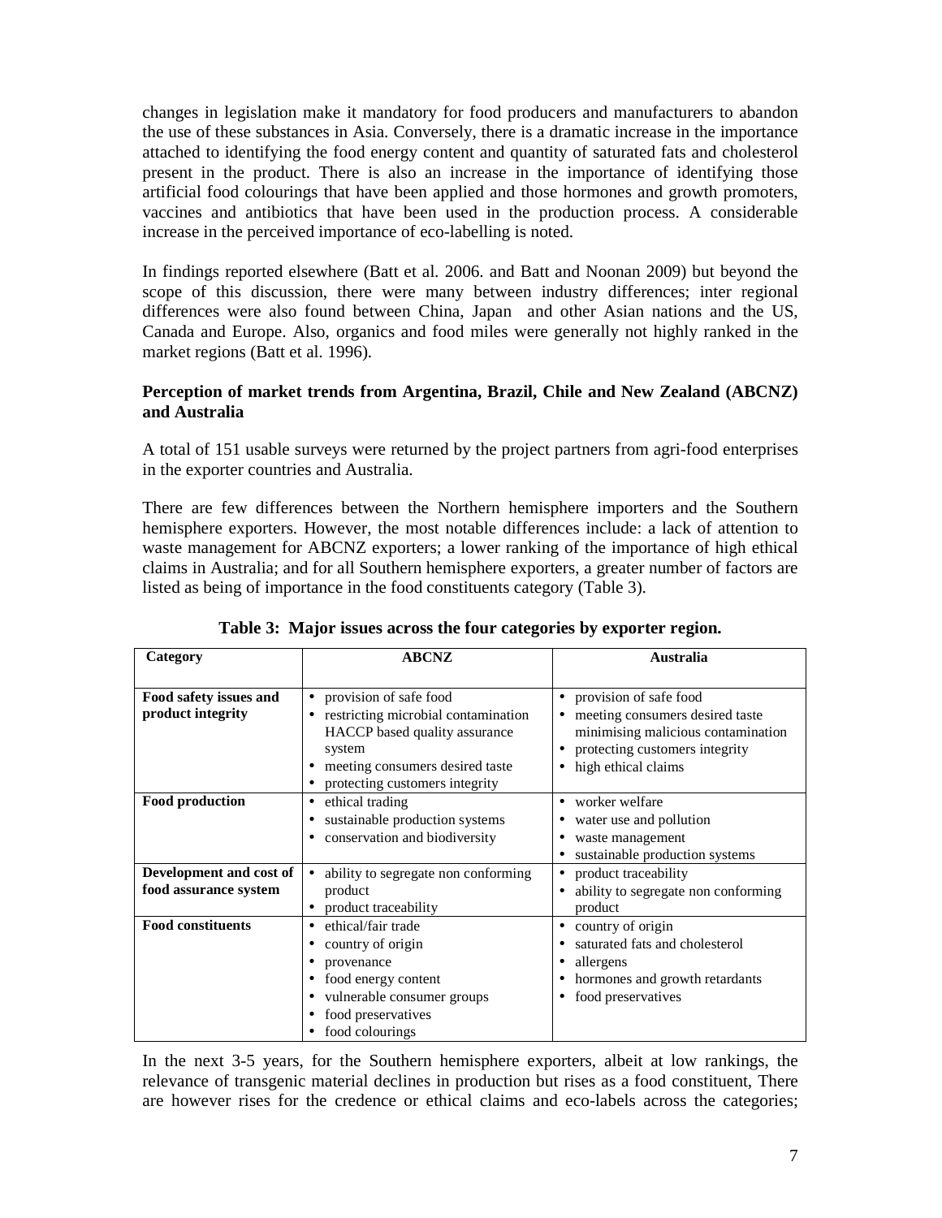changes in legislation make it mandatory for food producers and manufacturers to abandon the use of these substances in Asia. Conversely, there is a dramatic increase in the importance attached to identifying the food energy content and quantity of saturated fats and cholesterol present in the product. There is also an increase in the importance of identifying those artificial food colourings that have been applied and those hormones and growth promoters, vaccines and antibiotics that have been used in the production process. A considerable increase in the perceived importance of eco-labelling is noted.

In findings reported elsewhere (Batt et al. 2006. and Batt and Noonan 2009) but beyond the scope of this discussion, there were many between industry differences; inter regional differences were also found between China, Japan and other Asian nations and the US, Canada and Europe. Also, organics and food miles were generally not highly ranked in the market regions (Batt et al. 1996).

**Perception of market trends from Argentina, Brazil, Chile and New Zealand (ABCNZ) and Australia**

A total of 151 usable surveys were returned by the project partners from agri-food enterprises in the exporter countries and Australia.

There are few differences between the Northern hemisphere importers and the Southern hemisphere exporters. However, the most notable differences include: a lack of attention to waste management for ABCNZ exporters; a lower ranking of the importance of high ethical claims in Australia; and for all Southern hemisphere exporters, a greater number of factors are listed as being of importance in the food constituents category (Table 3).

**Table 3: Major issues across the four categories by exporter region.**

| Category | ABCNZ | Australia |
|---|---|---|
| **Food safety issues and product integrity** | • provision of safe food<br>• restricting microbial contamination HACCP based quality assurance system<br>• meeting consumers desired taste<br>• protecting customers integrity | • provision of safe food<br>• meeting consumers desired taste minimising malicious contamination<br>• protecting customers integrity<br>• high ethical claims |
| **Food production** | • ethical trading<br>• sustainable production systems<br>• conservation and biodiversity | • worker welfare<br>• water use and pollution<br>• waste management<br>• sustainable production systems |
| **Development and cost of food assurance system** | • ability to segregate non conforming product<br>• product traceability | • product traceability<br>• ability to segregate non conforming product |
| **Food constituents** | • ethical/fair trade<br>• country of origin<br>• provenance<br>• food energy content<br>• vulnerable consumer groups<br>• food preservatives<br>• food colourings | • country of origin<br>• saturated fats and cholesterol<br>• allergens<br>• hormones and growth retardants<br>• food preservatives |

In the next 3-5 years, for the Southern hemisphere exporters, albeit at low rankings, the relevance of transgenic material declines in production but rises as a food constituent, There are however rises for the credence or ethical claims and eco-labels across the categories;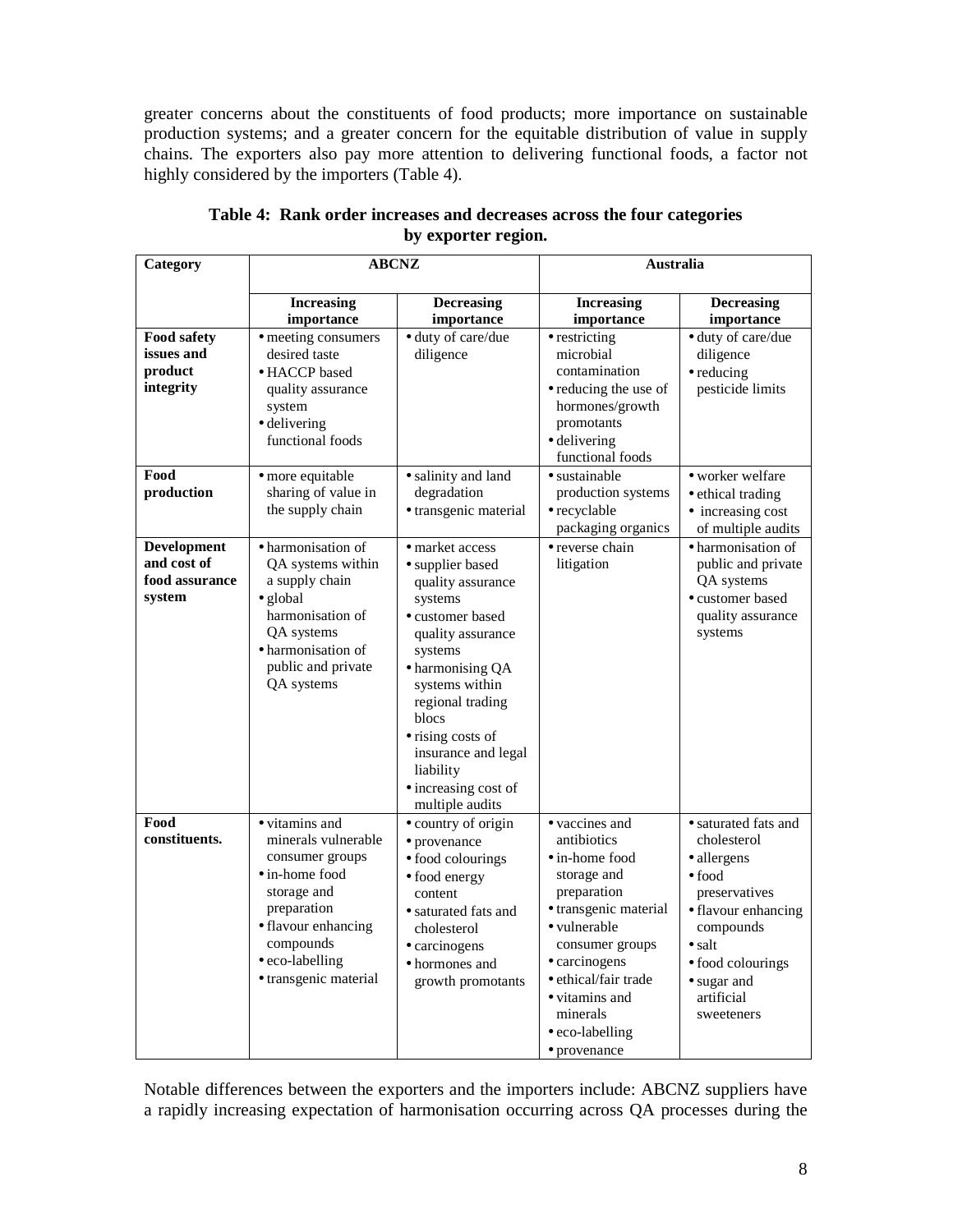greater concerns about the constituents of food products; more importance on sustainable production systems; and a greater concern for the equitable distribution of value in supply chains. The exporters also pay more attention to delivering functional foods, a factor not highly considered by the importers (Table 4).

**Table 4: Rank order increases and decreases across the four categories by exporter region.**

| Category | ABCNZ | | Australia | |
|---|---|---|---|---|
| | **Increasing importance** | **Decreasing importance** | **Increasing importance** | **Decreasing importance** |
| **Food safety issues and product integrity** | • meeting consumers desired taste<br>• HACCP based quality assurance system<br>• delivering functional foods | • duty of care/due diligence | • restricting microbial contamination<br>• reducing the use of hormones/growth promotants<br>• delivering functional foods | • duty of care/due diligence<br>• reducing pesticide limits |
| **Food production** | • more equitable sharing of value in the supply chain | • salinity and land degradation<br>• transgenic material | • sustainable production systems<br>• recyclable packaging organics | • worker welfare<br>• ethical trading<br>• increasing cost of multiple audits |
| **Development and cost of food assurance system** | • harmonisation of QA systems within a supply chain<br>• global harmonisation of QA systems<br>• harmonisation of public and private QA systems | • market access<br>• supplier based quality assurance systems<br>• customer based quality assurance systems<br>• harmonising QA systems within regional trading blocs<br>• rising costs of insurance and legal liability<br>• increasing cost of multiple audits | • reverse chain litigation | • harmonisation of public and private QA systems<br>• customer based quality assurance systems |
| **Food constituents.** | • vitamins and minerals vulnerable consumer groups<br>• in-home food storage and preparation<br>• flavour enhancing compounds<br>• eco-labelling<br>• transgenic material | • country of origin<br>• provenance<br>• food colourings<br>• food energy content<br>• saturated fats and cholesterol<br>• carcinogens<br>• hormones and growth promotants | • vaccines and antibiotics<br>• in-home food storage and preparation<br>• transgenic material<br>• vulnerable consumer groups<br>• carcinogens<br>• ethical/fair trade<br>• vitamins and minerals<br>• eco-labelling<br>• provenance | • saturated fats and cholesterol<br>• allergens<br>• food preservatives<br>• flavour enhancing compounds<br>• salt<br>• food colourings<br>• sugar and artificial sweeteners |

Notable differences between the exporters and the importers include: ABCNZ suppliers have a rapidly increasing expectation of harmonisation occurring across QA processes during the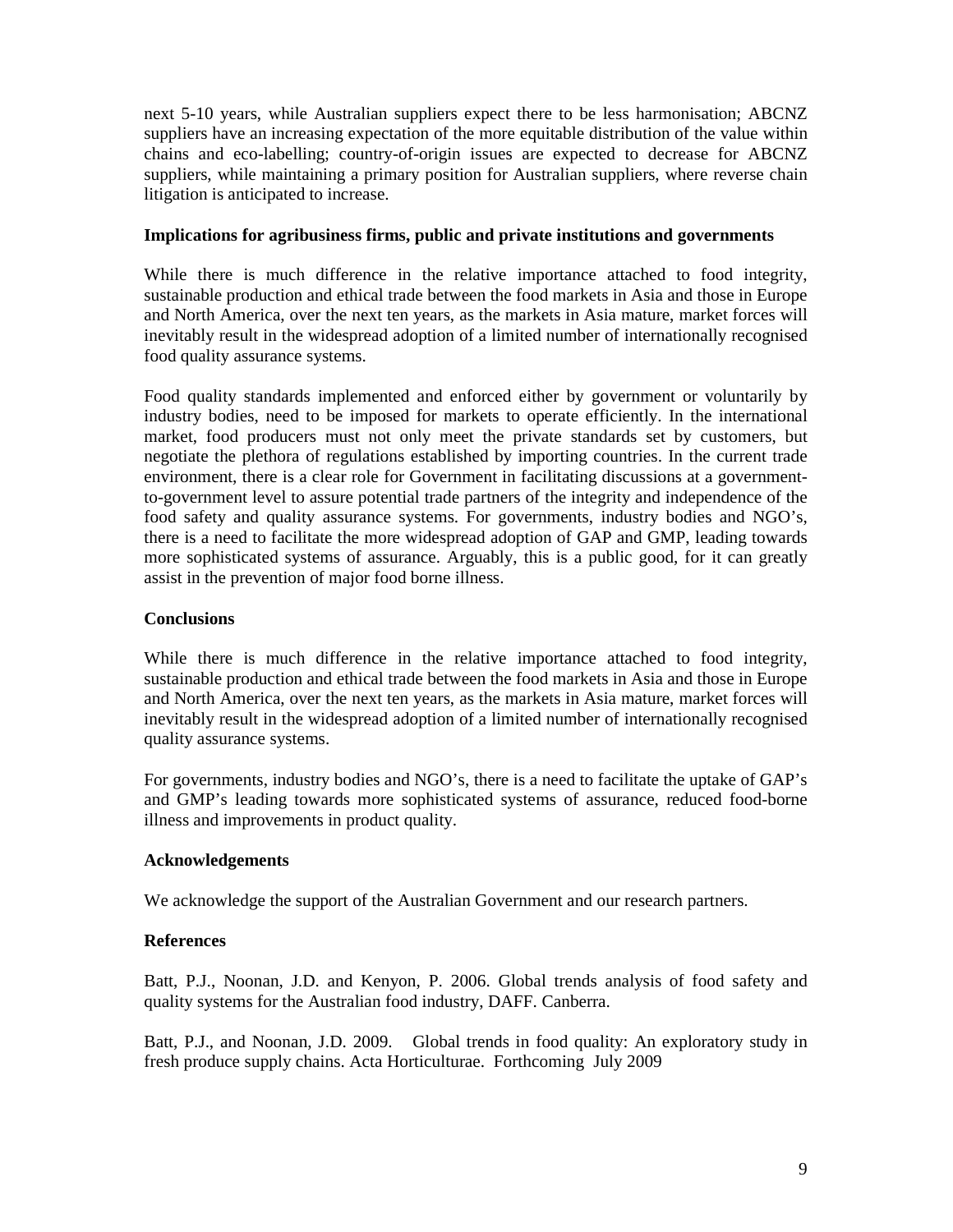next 5-10 years, while Australian suppliers expect there to be less harmonisation; ABCNZ suppliers have an increasing expectation of the more equitable distribution of the value within chains and eco-labelling; country-of-origin issues are expected to decrease for ABCNZ suppliers, while maintaining a primary position for Australian suppliers, where reverse chain litigation is anticipated to increase.

**Implications for agribusiness firms, public and private institutions and governments**

While there is much difference in the relative importance attached to food integrity, sustainable production and ethical trade between the food markets in Asia and those in Europe and North America, over the next ten years, as the markets in Asia mature, market forces will inevitably result in the widespread adoption of a limited number of internationally recognised food quality assurance systems.

Food quality standards implemented and enforced either by government or voluntarily by industry bodies, need to be imposed for markets to operate efficiently. In the international market, food producers must not only meet the private standards set by customers, but negotiate the plethora of regulations established by importing countries. In the current trade environment, there is a clear role for Government in facilitating discussions at a government-to-government level to assure potential trade partners of the integrity and independence of the food safety and quality assurance systems. For governments, industry bodies and NGO's, there is a need to facilitate the more widespread adoption of GAP and GMP, leading towards more sophisticated systems of assurance. Arguably, this is a public good, for it can greatly assist in the prevention of major food borne illness.

**Conclusions**

While there is much difference in the relative importance attached to food integrity, sustainable production and ethical trade between the food markets in Asia and those in Europe and North America, over the next ten years, as the markets in Asia mature, market forces will inevitably result in the widespread adoption of a limited number of internationally recognised quality assurance systems.

For governments, industry bodies and NGO's, there is a need to facilitate the uptake of GAP's and GMP's leading towards more sophisticated systems of assurance, reduced food-borne illness and improvements in product quality.

**Acknowledgements**

We acknowledge the support of the Australian Government and our research partners.

**References**

Batt, P.J., Noonan, J.D. and Kenyon, P. 2006. Global trends analysis of food safety and quality systems for the Australian food industry, DAFF. Canberra.

Batt, P.J., and Noonan, J.D. 2009. Global trends in food quality: An exploratory study in fresh produce supply chains. Acta Horticulturae. Forthcoming July 2009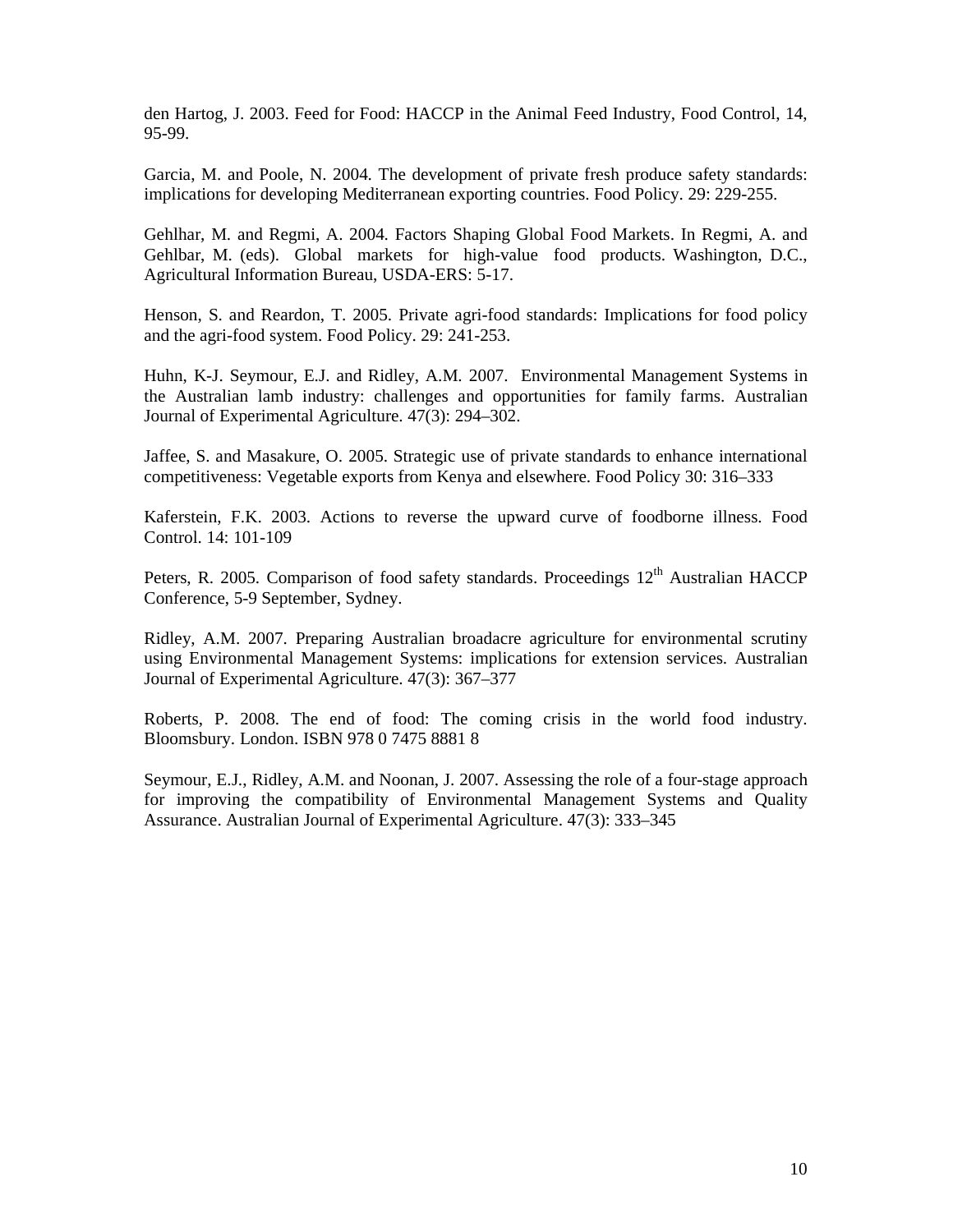den Hartog, J. 2003. Feed for Food: HACCP in the Animal Feed Industry, Food Control, 14, 95-99.

Garcia, M. and Poole, N. 2004. The development of private fresh produce safety standards: implications for developing Mediterranean exporting countries. Food Policy. 29: 229-255.

Gehlhar, M. and Regmi, A. 2004. Factors Shaping Global Food Markets. In Regmi, A. and Gehlbar, M. (eds). Global markets for high-value food products. Washington, D.C., Agricultural Information Bureau, USDA-ERS: 5-17.

Henson, S. and Reardon, T. 2005. Private agri-food standards: Implications for food policy and the agri-food system. Food Policy. 29: 241-253.

Huhn, K-J. Seymour, E.J. and Ridley, A.M. 2007. Environmental Management Systems in the Australian lamb industry: challenges and opportunities for family farms. Australian Journal of Experimental Agriculture. 47(3): 294–302.

Jaffee, S. and Masakure, O. 2005. Strategic use of private standards to enhance international competitiveness: Vegetable exports from Kenya and elsewhere. Food Policy 30: 316–333

Kaferstein, F.K. 2003. Actions to reverse the upward curve of foodborne illness. Food Control. 14: 101-109

Peters, R. 2005. Comparison of food safety standards. Proceedings 12th Australian HACCP Conference, 5-9 September, Sydney.

Ridley, A.M. 2007. Preparing Australian broadacre agriculture for environmental scrutiny using Environmental Management Systems: implications for extension services. Australian Journal of Experimental Agriculture. 47(3): 367–377

Roberts, P. 2008. The end of food: The coming crisis in the world food industry. Bloomsbury. London. ISBN 978 0 7475 8881 8

Seymour, E.J., Ridley, A.M. and Noonan, J. 2007. Assessing the role of a four-stage approach for improving the compatibility of Environmental Management Systems and Quality Assurance. Australian Journal of Experimental Agriculture. 47(3): 333–345